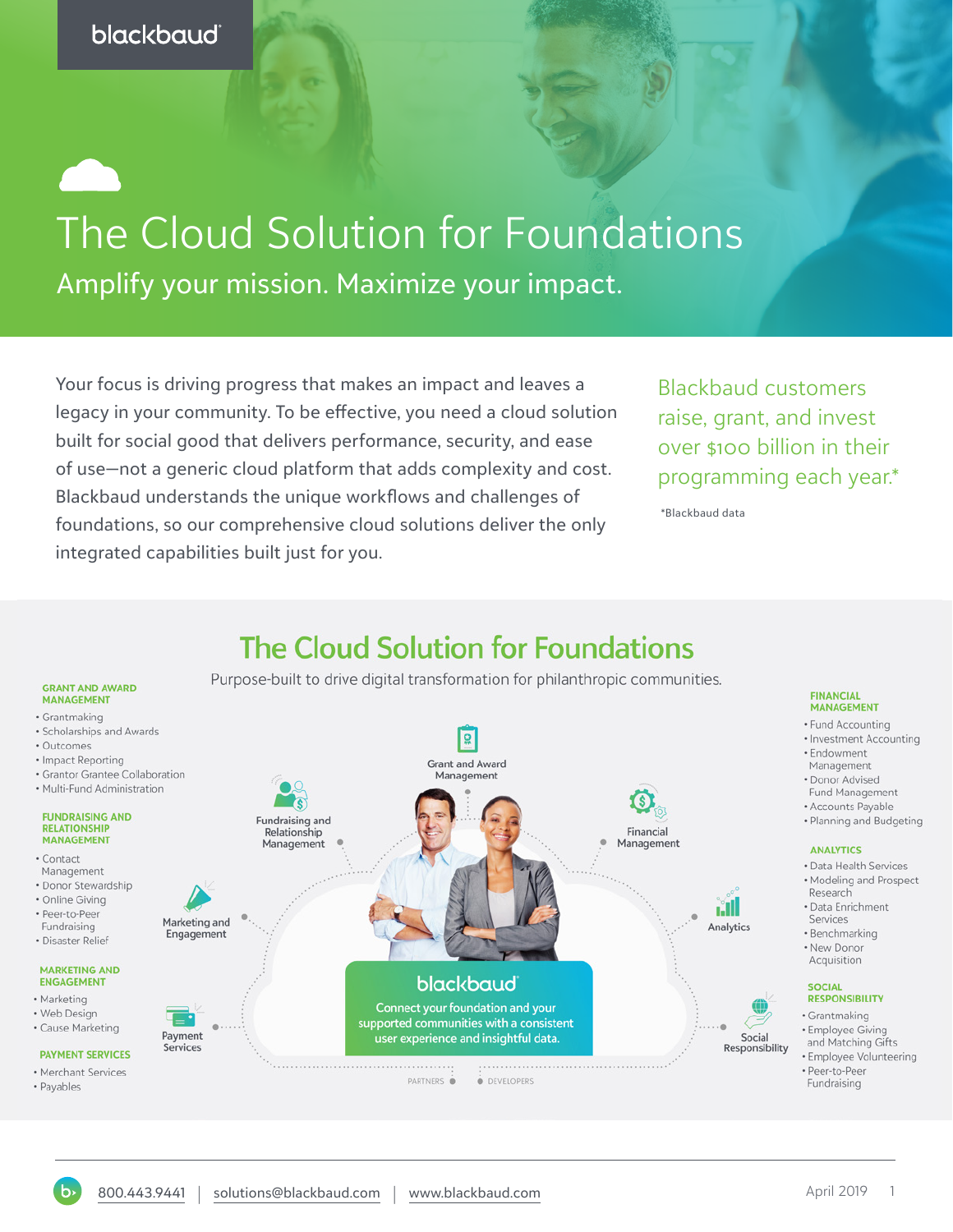blackbaud

# The Cloud Solution for Foundations

## Amplify your mission. Maximize your impact.

Your focus is driving progress that makes an impact and leaves a legacy in your community. To be effective, you need a cloud solution built for social good that delivers performance, security, and ease of use—not a generic cloud platform that adds complexity and cost. Blackbaud understands the unique workflows and challenges of foundations, so our comprehensive cloud solutions deliver the only integrated capabilities built just for you.

Blackbaud customers raise, grant, and invest over $100 billion in their programming each year.*

*Blackbaud data

## The Cloud Solution for Foundations

Purpose-built to drive digital transformation for philanthropic communities.

### GRANT AND AWARD MANAGEMENT

- Grantmaking
- Scholarships and Awards
- Outcomes
- Impact Reporting
- Grantor Grantee Collaboration
- Multi-Fund Administration

### FUNDRAISING AND RELATIONSHIP MANAGEMENT

- Contact Management
- Donor Stewardship
- Online Giving
- Peer-to-Peer Fundraising
- Disaster Relief

### MARKETING AND ENGAGEMENT

- Marketing
- Web Design
- Cause Marketing

### PAYMENT SERVICES

- Merchant Services
- Payables

### FINANCIAL MANAGEMENT

- Fund Accounting
- Investment Accounting
- Endowment Management
- Donor Advised Fund Management
- Accounts Payable
- Planning and Budgeting

### ANALYTICS

- Data Health Services
- Modeling and Prospect Research
- Data Enrichment Services
- Benchmarking
- New Donor Acquisition

### SOCIAL RESPONSIBILITY

- Grantmaking
- Employee Giving and Matching Gifts
- Employee Volunteering
- Peer-to-Peer Fundraising

Grant and Award Management · Fundraising and Relationship Management · Financial Management · Marketing and Engagement · Analytics · Payment Services · Social Responsibility

**blackbaud** — Connect your foundation and your supported communities with a consistent user experience and insightful data.

PARTNERS · DEVELOPERS

800.443.9441 | solutions@blackbaud.com | www.blackbaud.com

April 2019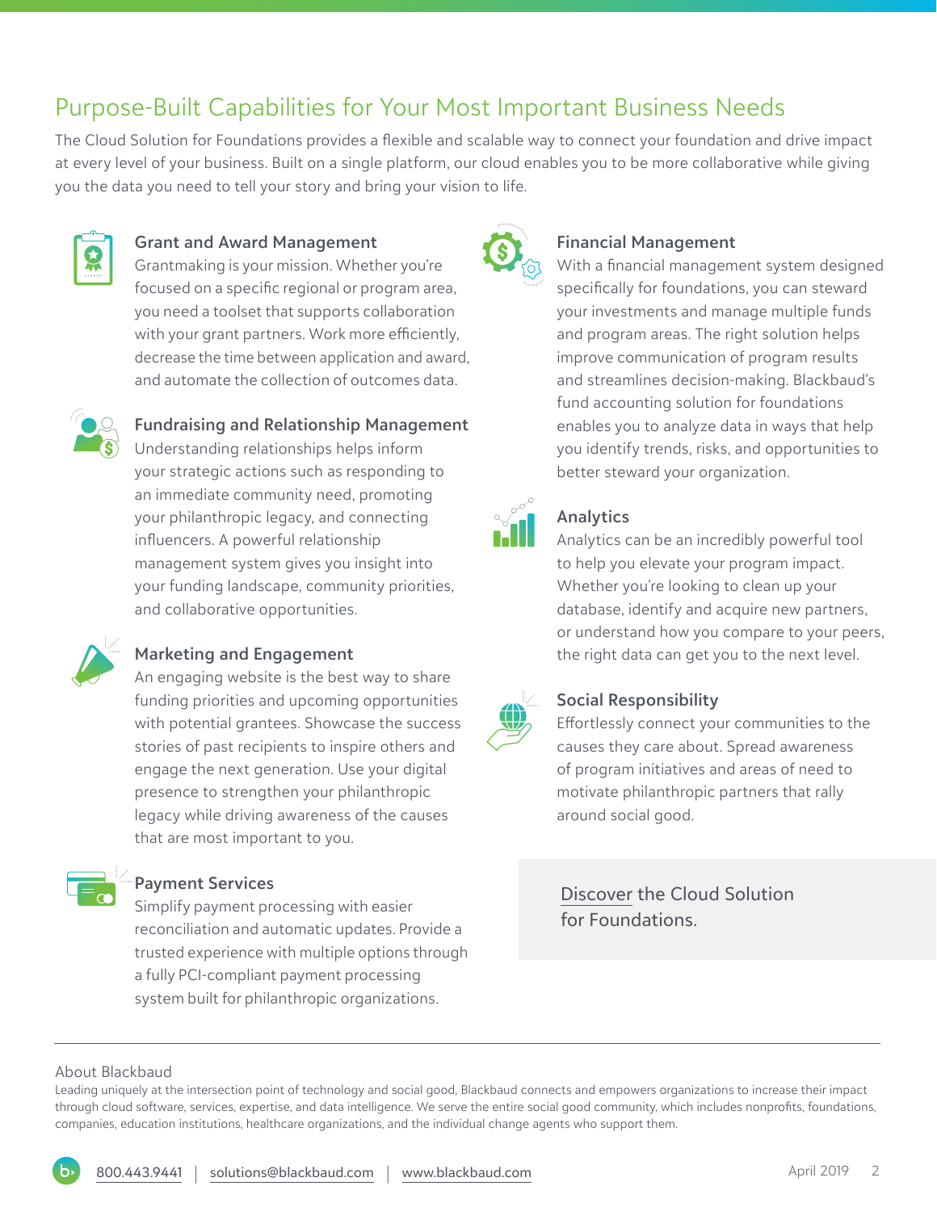# Purpose-Built Capabilities for Your Most Important Business Needs

The Cloud Solution for Foundations provides a flexible and scalable way to connect your foundation and drive impact at every level of your business. Built on a single platform, our cloud enables you to be more collaborative while giving you the data you need to tell your story and bring your vision to life.

### Grant and Award Management

Grantmaking is your mission. Whether you're focused on a specific regional or program area, you need a toolset that supports collaboration with your grant partners. Work more efficiently, decrease the time between application and award, and automate the collection of outcomes data.

### Fundraising and Relationship Management

Understanding relationships helps inform your strategic actions such as responding to an immediate community need, promoting your philanthropic legacy, and connecting influencers. A powerful relationship management system gives you insight into your funding landscape, community priorities, and collaborative opportunities.

### Marketing and Engagement

An engaging website is the best way to share funding priorities and upcoming opportunities with potential grantees. Showcase the success stories of past recipients to inspire others and engage the next generation. Use your digital presence to strengthen your philanthropic legacy while driving awareness of the causes that are most important to you.

### Payment Services

Simplify payment processing with easier reconciliation and automatic updates. Provide a trusted experience with multiple options through a fully PCI-compliant payment processing system built for philanthropic organizations.

### Financial Management

With a financial management system designed specifically for foundations, you can steward your investments and manage multiple funds and program areas. The right solution helps improve communication of program results and streamlines decision-making. Blackbaud's fund accounting solution for foundations enables you to analyze data in ways that help you identify trends, risks, and opportunities to better steward your organization.

### Analytics

Analytics can be an incredibly powerful tool to help you elevate your program impact. Whether you're looking to clean up your database, identify and acquire new partners, or understand how you compare to your peers, the right data can get you to the next level.

### Social Responsibility

Effortlessly connect your communities to the causes they care about. Spread awareness of program initiatives and areas of need to motivate philanthropic partners that rally around social good.

Discover the Cloud Solution for Foundations.

---

About Blackbaud

Leading uniquely at the intersection point of technology and social good, Blackbaud connects and empowers organizations to increase their impact through cloud software, services, expertise, and data intelligence. We serve the entire social good community, which includes nonprofits, foundations, companies, education institutions, healthcare organizations, and the individual change agents who support them.

800.443.9441 | solutions@blackbaud.com | www.blackbaud.com

April 2019